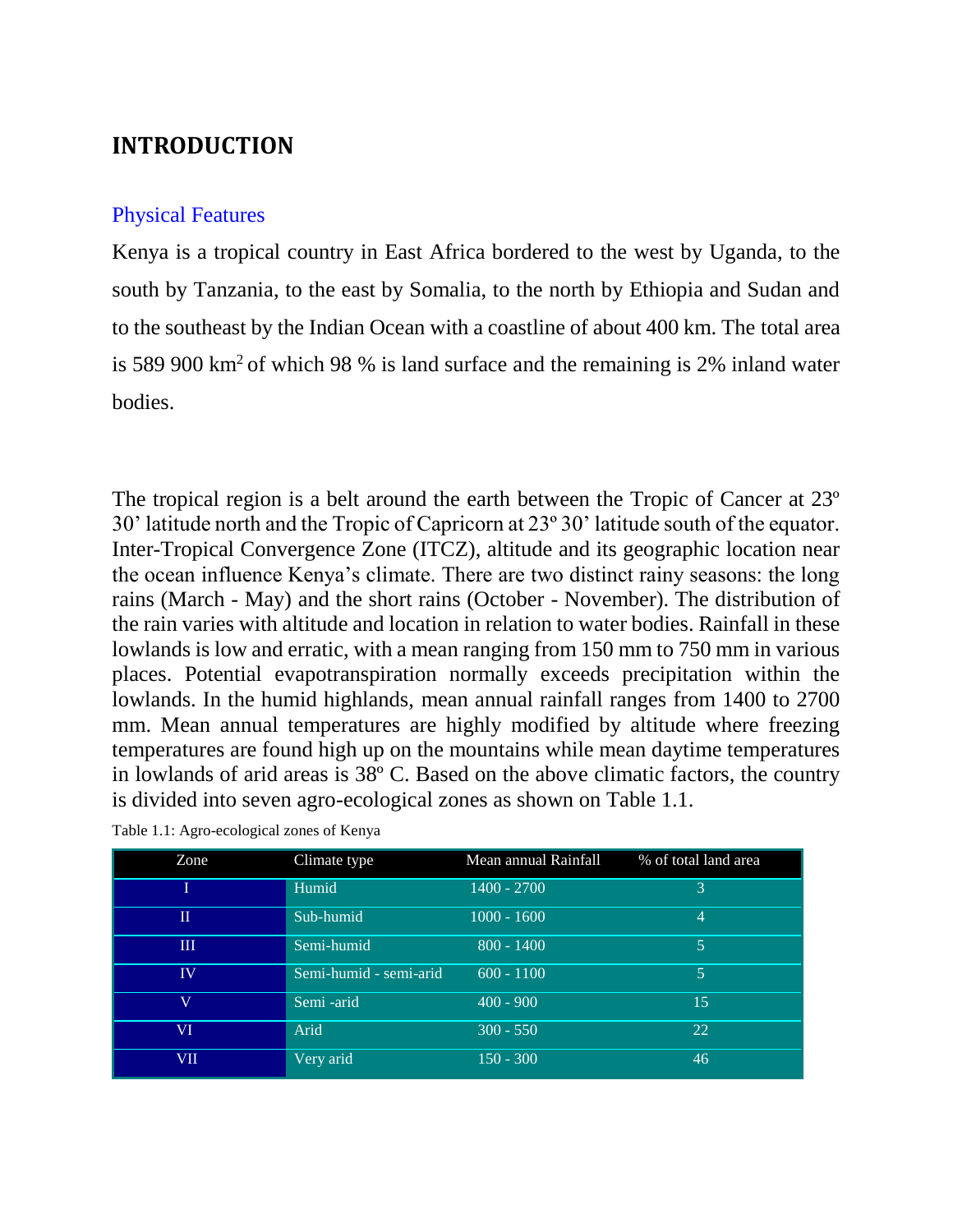# INTRODUCTION

## Physical Features

Kenya is a tropical country in East Africa bordered to the west by Uganda, to the south by Tanzania, to the east by Somalia, to the north by Ethiopia and Sudan and to the southeast by the Indian Ocean with a coastline of about 400 km. The total area is 589 900 km$^2$ of which 98 % is land surface and the remaining is 2% inland water bodies.

The tropical region is a belt around the earth between the Tropic of Cancer at 23º 30' latitude north and the Tropic of Capricorn at 23º 30' latitude south of the equator. Inter-Tropical Convergence Zone (ITCZ), altitude and its geographic location near the ocean influence Kenya's climate. There are two distinct rainy seasons: the long rains (March - May) and the short rains (October - November). The distribution of the rain varies with altitude and location in relation to water bodies. Rainfall in these lowlands is low and erratic, with a mean ranging from 150 mm to 750 mm in various places. Potential evapotranspiration normally exceeds precipitation within the lowlands. In the humid highlands, mean annual rainfall ranges from 1400 to 2700 mm. Mean annual temperatures are highly modified by altitude where freezing temperatures are found high up on the mountains while mean daytime temperatures in lowlands of arid areas is 38º C. Based on the above climatic factors, the country is divided into seven agro-ecological zones as shown on Table 1.1.

Table 1.1: Agro-ecological zones of Kenya

| Zone | Climate type | Mean annual Rainfall | % of total land area |
|---|---|---|---|
| I | Humid | 1400 - 2700 | 3 |
| II | Sub-humid | 1000 - 1600 | 4 |
| III | Semi-humid | 800 - 1400 | 5 |
| IV | Semi-humid - semi-arid | 600 - 1100 | 5 |
| V | Semi -arid | 400 - 900 | 15 |
| VI | Arid | 300 - 550 | 22 |
| VII | Very arid | 150 - 300 | 46 |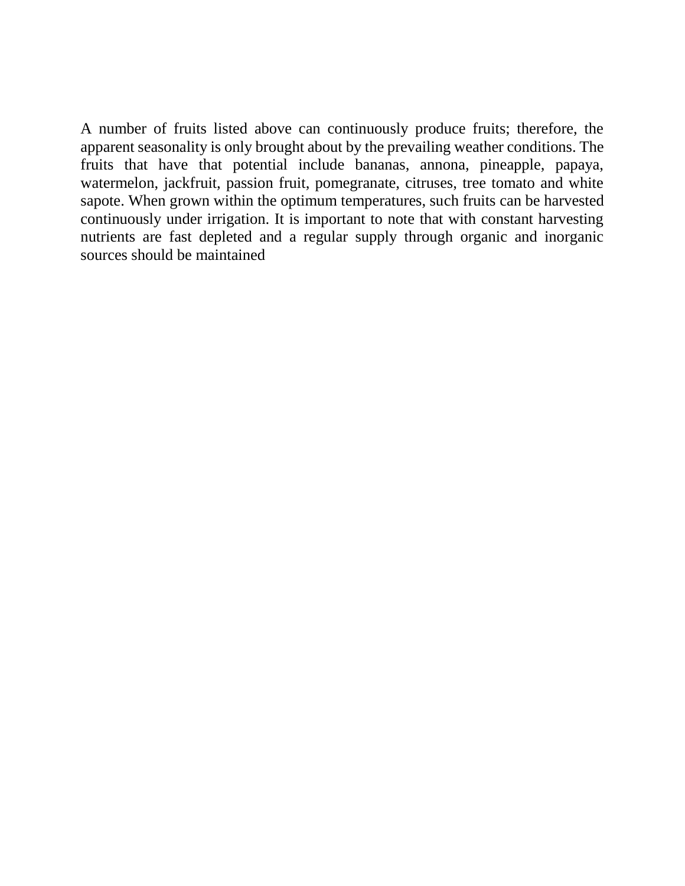A number of fruits listed above can continuously produce fruits; therefore, the apparent seasonality is only brought about by the prevailing weather conditions. The fruits that have that potential include bananas, annona, pineapple, papaya, watermelon, jackfruit, passion fruit, pomegranate, citruses, tree tomato and white sapote. When grown within the optimum temperatures, such fruits can be harvested continuously under irrigation. It is important to note that with constant harvesting nutrients are fast depleted and a regular supply through organic and inorganic sources should be maintained